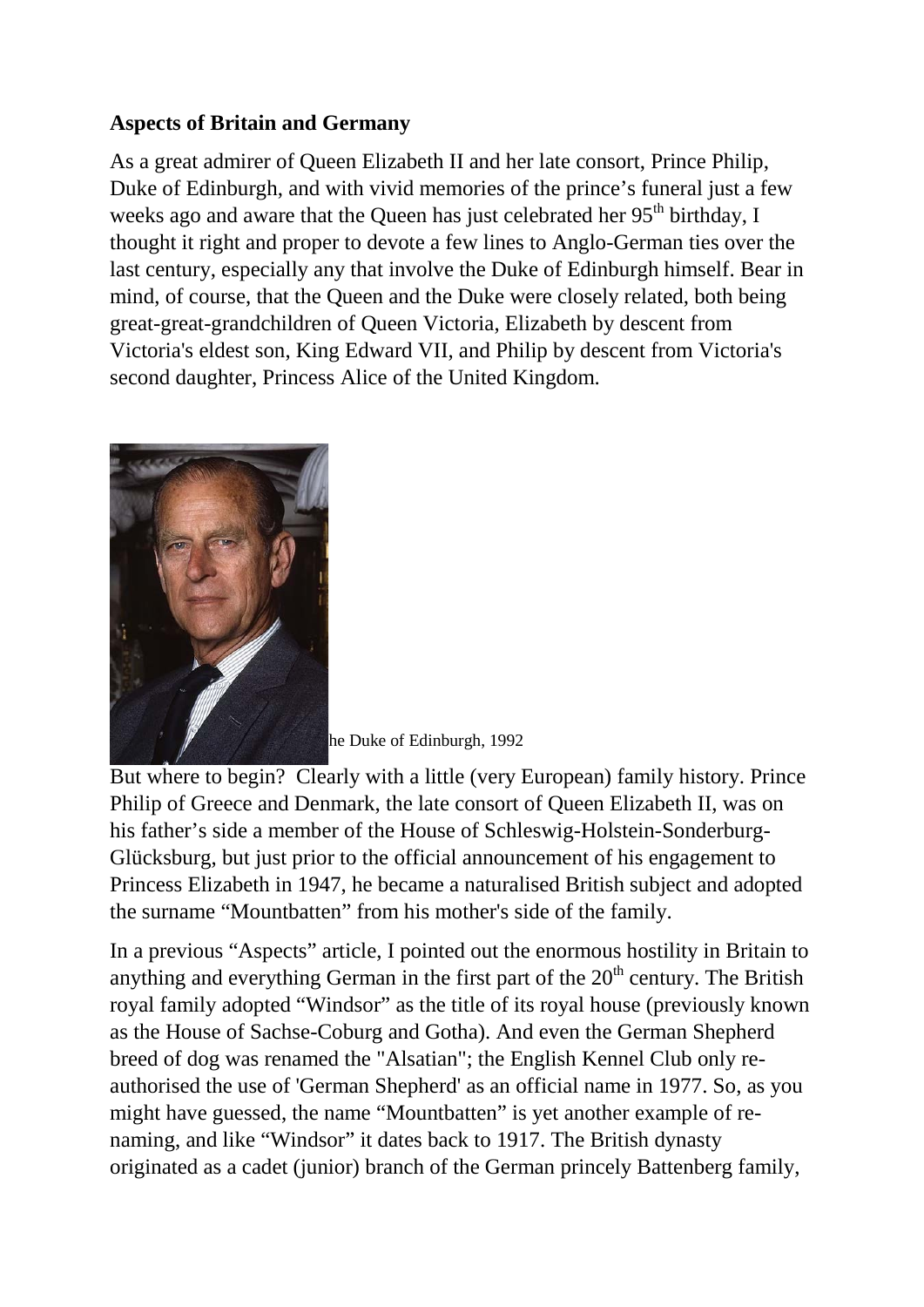**Aspects of Britain and Germany**

As a great admirer of Queen Elizabeth II and her late consort, Prince Philip, Duke of Edinburgh, and with vivid memories of the prince's funeral just a few weeks ago and aware that the Queen has just celebrated her 95th birthday, I thought it right and proper to devote a few lines to Anglo-German ties over the last century, especially any that involve the Duke of Edinburgh himself. Bear in mind, of course, that the Queen and the Duke were closely related, both being great-great-grandchildren of Queen Victoria, Elizabeth by descent from Victoria's eldest son, King Edward VII, and Philip by descent from Victoria's second daughter, Princess Alice of the United Kingdom.

he Duke of Edinburgh, 1992

But where to begin? Clearly with a little (very European) family history. Prince Philip of Greece and Denmark, the late consort of Queen Elizabeth II, was on his father's side a member of the House of Schleswig-Holstein-Sonderburg-Glücksburg, but just prior to the official announcement of his engagement to Princess Elizabeth in 1947, he became a naturalised British subject and adopted the surname "Mountbatten" from his mother's side of the family.

In a previous "Aspects" article, I pointed out the enormous hostility in Britain to anything and everything German in the first part of the 20th century. The British royal family adopted "Windsor" as the title of its royal house (previously known as the House of Sachse-Coburg and Gotha). And even the German Shepherd breed of dog was renamed the "Alsatian"; the English Kennel Club only re-authorised the use of 'German Shepherd' as an official name in 1977. So, as you might have guessed, the name "Mountbatten" is yet another example of re-naming, and like "Windsor" it dates back to 1917. The British dynasty originated as a cadet (junior) branch of the German princely Battenberg family,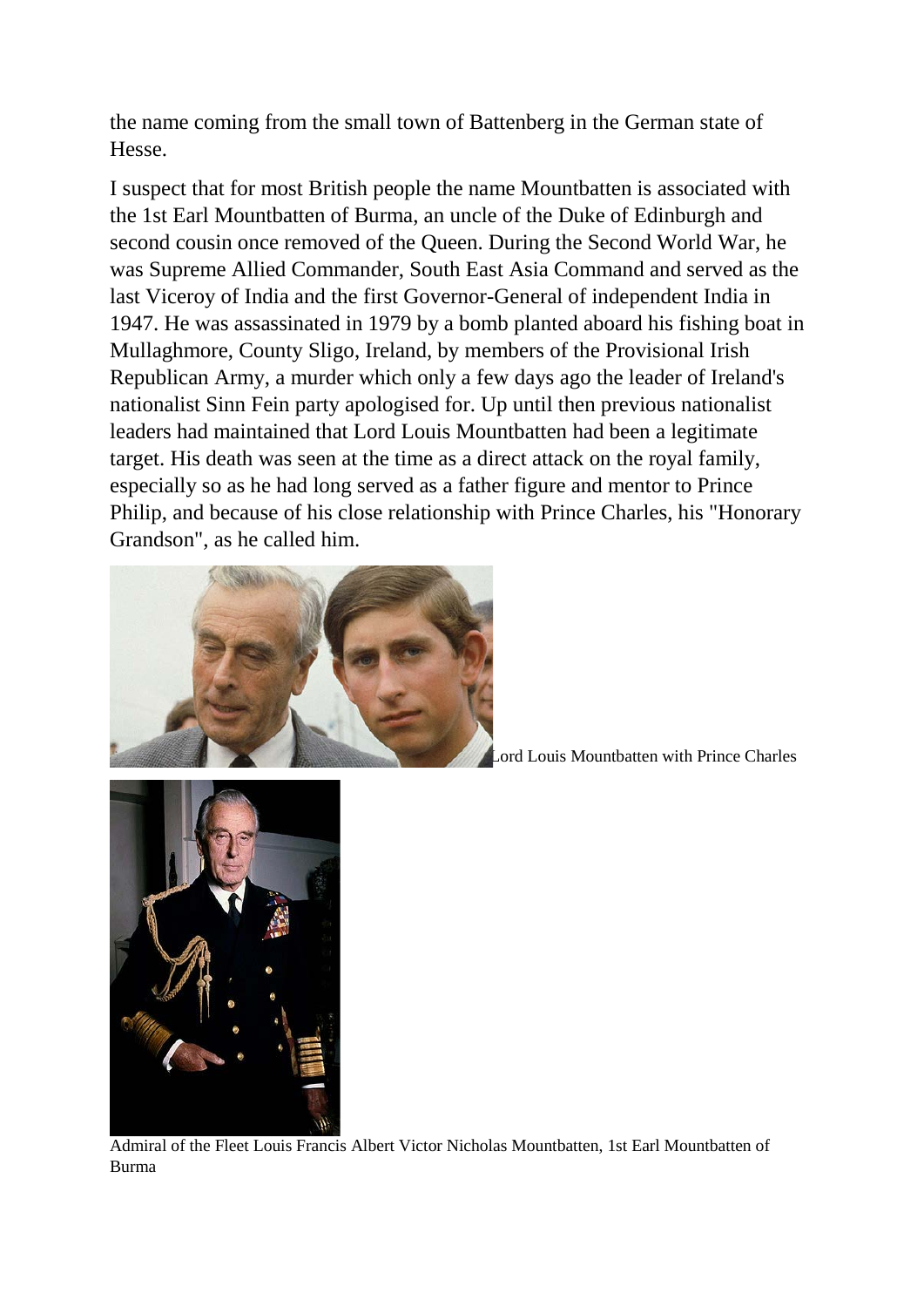the name coming from the small town of Battenberg in the German state of Hesse.

I suspect that for most British people the name Mountbatten is associated with the 1st Earl Mountbatten of Burma, an uncle of the Duke of Edinburgh and second cousin once removed of the Queen. During the Second World War, he was Supreme Allied Commander, South East Asia Command and served as the last Viceroy of India and the first Governor-General of independent India in 1947. He was assassinated in 1979 by a bomb planted aboard his fishing boat in Mullaghmore, County Sligo, Ireland, by members of the Provisional Irish Republican Army, a murder which only a few days ago the leader of Ireland's nationalist Sinn Fein party apologised for. Up until then previous nationalist leaders had maintained that Lord Louis Mountbatten had been a legitimate target. His death was seen at the time as a direct attack on the royal family, especially so as he had long served as a father figure and mentor to Prince Philip, and because of his close relationship with Prince Charles, his "Honorary Grandson", as he called him.

Lord Louis Mountbatten with Prince Charles

Admiral of the Fleet Louis Francis Albert Victor Nicholas Mountbatten, 1st Earl Mountbatten of Burma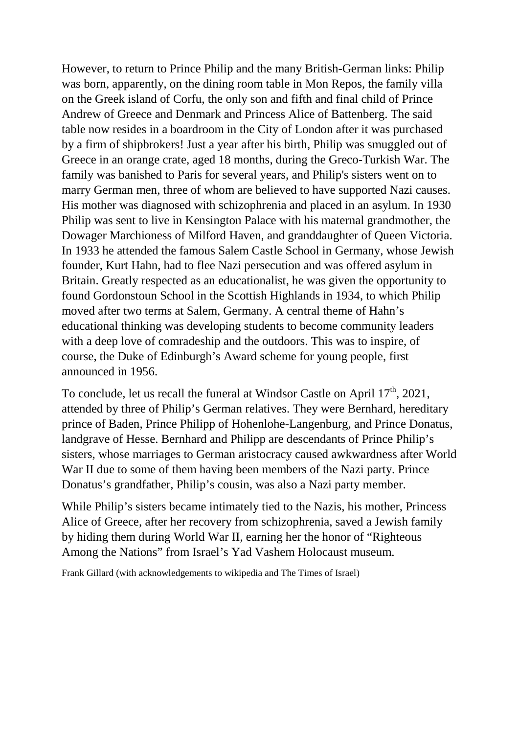However, to return to Prince Philip and the many British-German links: Philip was born, apparently, on the dining room table in Mon Repos, the family villa on the Greek island of Corfu, the only son and fifth and final child of Prince Andrew of Greece and Denmark and Princess Alice of Battenberg. The said table now resides in a boardroom in the City of London after it was purchased by a firm of shipbrokers! Just a year after his birth, Philip was smuggled out of Greece in an orange crate, aged 18 months, during the Greco-Turkish War. The family was banished to Paris for several years, and Philip's sisters went on to marry German men, three of whom are believed to have supported Nazi causes. His mother was diagnosed with schizophrenia and placed in an asylum. In 1930 Philip was sent to live in Kensington Palace with his maternal grandmother, the Dowager Marchioness of Milford Haven, and granddaughter of Queen Victoria. In 1933 he attended the famous Salem Castle School in Germany, whose Jewish founder, Kurt Hahn, had to flee Nazi persecution and was offered asylum in Britain. Greatly respected as an educationalist, he was given the opportunity to found Gordonstoun School in the Scottish Highlands in 1934, to which Philip moved after two terms at Salem, Germany. A central theme of Hahn's educational thinking was developing students to become community leaders with a deep love of comradeship and the outdoors. This was to inspire, of course, the Duke of Edinburgh's Award scheme for young people, first announced in 1956.

To conclude, let us recall the funeral at Windsor Castle on April 17th, 2021, attended by three of Philip's German relatives. They were Bernhard, hereditary prince of Baden, Prince Philipp of Hohenlohe-Langenburg, and Prince Donatus, landgrave of Hesse. Bernhard and Philipp are descendants of Prince Philip's sisters, whose marriages to German aristocracy caused awkwardness after World War II due to some of them having been members of the Nazi party. Prince Donatus's grandfather, Philip's cousin, was also a Nazi party member.

While Philip's sisters became intimately tied to the Nazis, his mother, Princess Alice of Greece, after her recovery from schizophrenia, saved a Jewish family by hiding them during World War II, earning her the honor of "Righteous Among the Nations" from Israel's Yad Vashem Holocaust museum.

Frank Gillard (with acknowledgements to wikipedia and The Times of Israel)